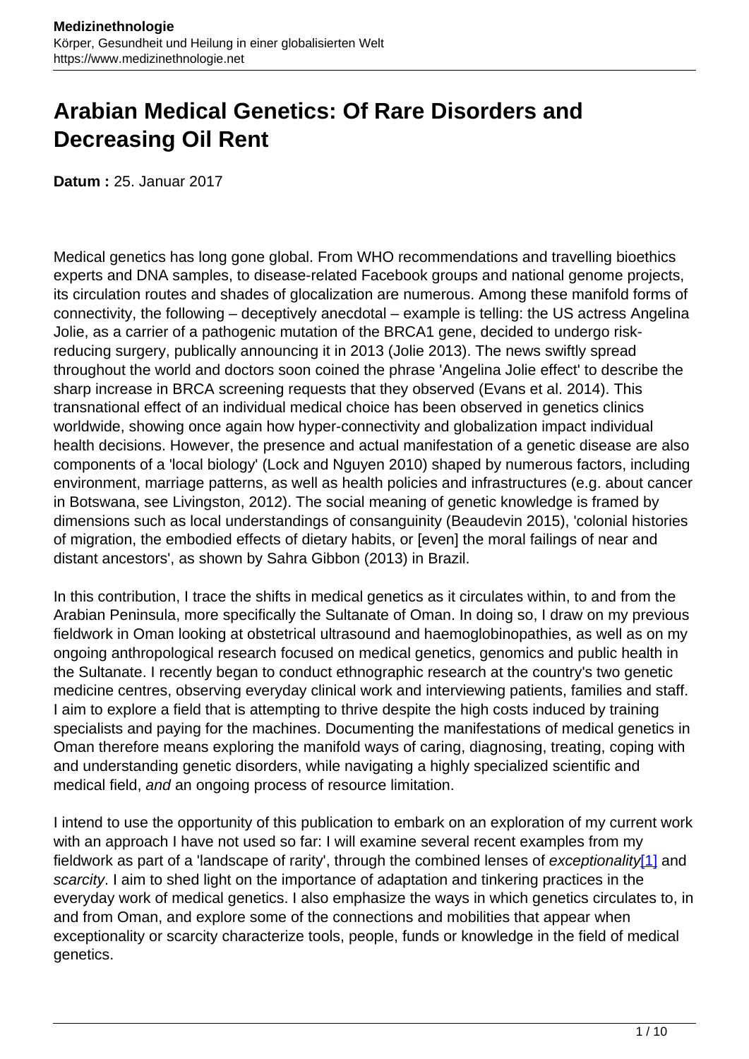# Arabian Medical Genetics: Of Rare Disorders and Decreasing Oil Rent

**Datum :** 25. Januar 2017

Medical genetics has long gone global. From WHO recommendations and travelling bioethics experts and DNA samples, to disease-related Facebook groups and national genome projects, its circulation routes and shades of glocalization are numerous. Among these manifold forms of connectivity, the following – deceptively anecdotal – example is telling: the US actress Angelina Jolie, as a carrier of a pathogenic mutation of the BRCA1 gene, decided to undergo risk-reducing surgery, publically announcing it in 2013 (Jolie 2013). The news swiftly spread throughout the world and doctors soon coined the phrase 'Angelina Jolie effect' to describe the sharp increase in BRCA screening requests that they observed (Evans et al. 2014). This transnational effect of an individual medical choice has been observed in genetics clinics worldwide, showing once again how hyper-connectivity and globalization impact individual health decisions. However, the presence and actual manifestation of a genetic disease are also components of a 'local biology' (Lock and Nguyen 2010) shaped by numerous factors, including environment, marriage patterns, as well as health policies and infrastructures (e.g. about cancer in Botswana, see Livingston, 2012). The social meaning of genetic knowledge is framed by dimensions such as local understandings of consanguinity (Beaudevin 2015), 'colonial histories of migration, the embodied effects of dietary habits, or [even] the moral failings of near and distant ancestors', as shown by Sahra Gibbon (2013) in Brazil.

In this contribution, I trace the shifts in medical genetics as it circulates within, to and from the Arabian Peninsula, more specifically the Sultanate of Oman. In doing so, I draw on my previous fieldwork in Oman looking at obstetrical ultrasound and haemoglobinopathies, as well as on my ongoing anthropological research focused on medical genetics, genomics and public health in the Sultanate. I recently began to conduct ethnographic research at the country's two genetic medicine centres, observing everyday clinical work and interviewing patients, families and staff. I aim to explore a field that is attempting to thrive despite the high costs induced by training specialists and paying for the machines. Documenting the manifestations of medical genetics in Oman therefore means exploring the manifold ways of caring, diagnosing, treating, coping with and understanding genetic disorders, while navigating a highly specialized scientific and medical field, *and* an ongoing process of resource limitation.

I intend to use the opportunity of this publication to embark on an exploration of my current work with an approach I have not used so far: I will examine several recent examples from my fieldwork as part of a 'landscape of rarity', through the combined lenses of *exceptionality*[1] and *scarcity*. I aim to shed light on the importance of adaptation and tinkering practices in the everyday work of medical genetics. I also emphasize the ways in which genetics circulates to, in and from Oman, and explore some of the connections and mobilities that appear when exceptionality or scarcity characterize tools, people, funds or knowledge in the field of medical genetics.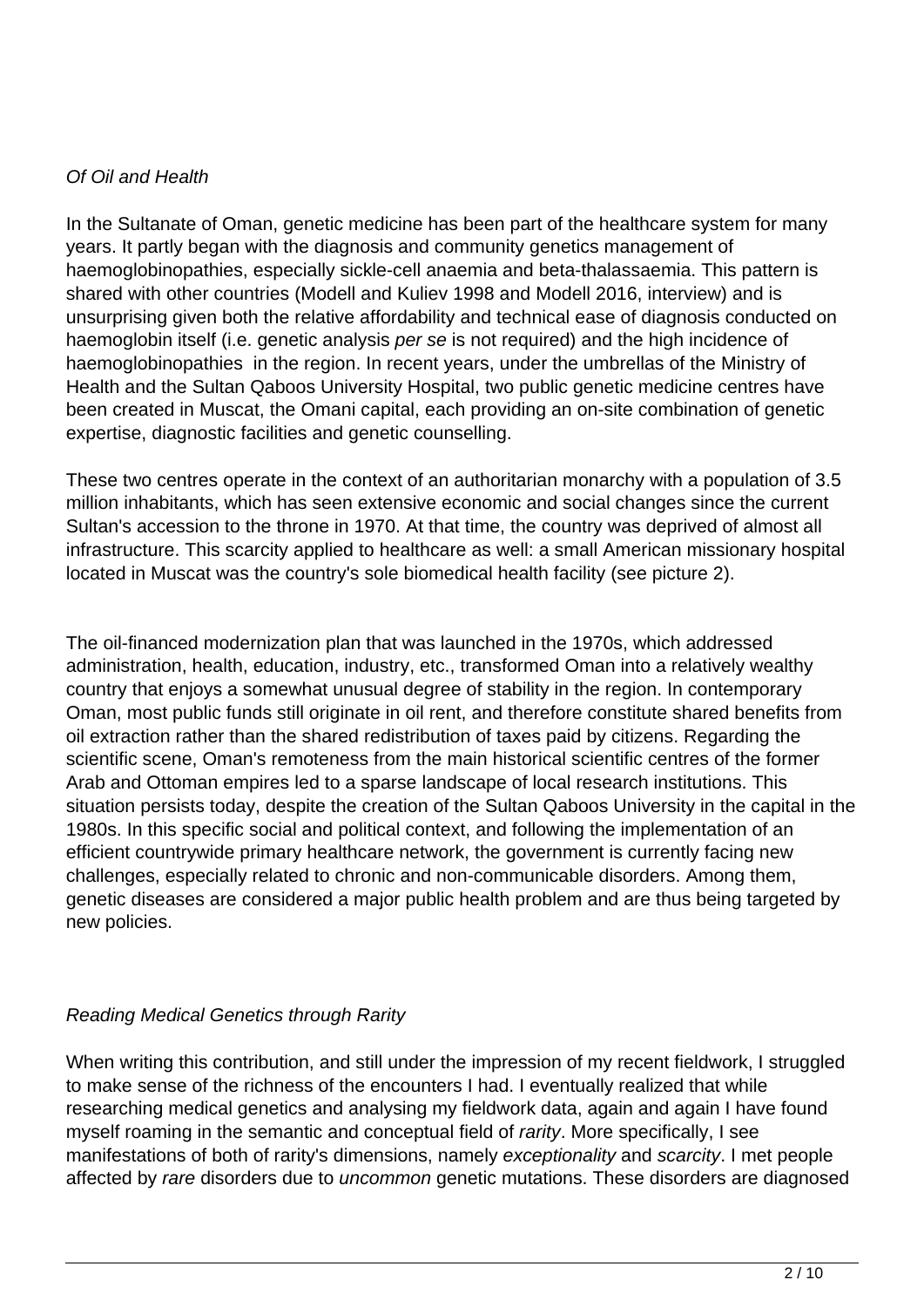## *Of Oil and Health*

In the Sultanate of Oman, genetic medicine has been part of the healthcare system for many years. It partly began with the diagnosis and community genetics management of haemoglobinopathies, especially sickle-cell anaemia and beta-thalassaemia. This pattern is shared with other countries (Modell and Kuliev 1998 and Modell 2016, interview) and is unsurprising given both the relative affordability and technical ease of diagnosis conducted on haemoglobin itself (i.e. genetic analysis *per se* is not required) and the high incidence of haemoglobinopathies in the region. In recent years, under the umbrellas of the Ministry of Health and the Sultan Qaboos University Hospital, two public genetic medicine centres have been created in Muscat, the Omani capital, each providing an on-site combination of genetic expertise, diagnostic facilities and genetic counselling.

These two centres operate in the context of an authoritarian monarchy with a population of 3.5 million inhabitants, which has seen extensive economic and social changes since the current Sultan's accession to the throne in 1970. At that time, the country was deprived of almost all infrastructure. This scarcity applied to healthcare as well: a small American missionary hospital located in Muscat was the country's sole biomedical health facility (see picture 2).

The oil-financed modernization plan that was launched in the 1970s, which addressed administration, health, education, industry, etc., transformed Oman into a relatively wealthy country that enjoys a somewhat unusual degree of stability in the region. In contemporary Oman, most public funds still originate in oil rent, and therefore constitute shared benefits from oil extraction rather than the shared redistribution of taxes paid by citizens. Regarding the scientific scene, Oman's remoteness from the main historical scientific centres of the former Arab and Ottoman empires led to a sparse landscape of local research institutions. This situation persists today, despite the creation of the Sultan Qaboos University in the capital in the 1980s. In this specific social and political context, and following the implementation of an efficient countrywide primary healthcare network, the government is currently facing new challenges, especially related to chronic and non-communicable disorders. Among them, genetic diseases are considered a major public health problem and are thus being targeted by new policies.

## *Reading Medical Genetics through Rarity*

When writing this contribution, and still under the impression of my recent fieldwork, I struggled to make sense of the richness of the encounters I had. I eventually realized that while researching medical genetics and analysing my fieldwork data, again and again I have found myself roaming in the semantic and conceptual field of *rarity*. More specifically, I see manifestations of both of rarity's dimensions, namely *exceptionality* and *scarcity*. I met people affected by *rare* disorders due to *uncommon* genetic mutations. These disorders are diagnosed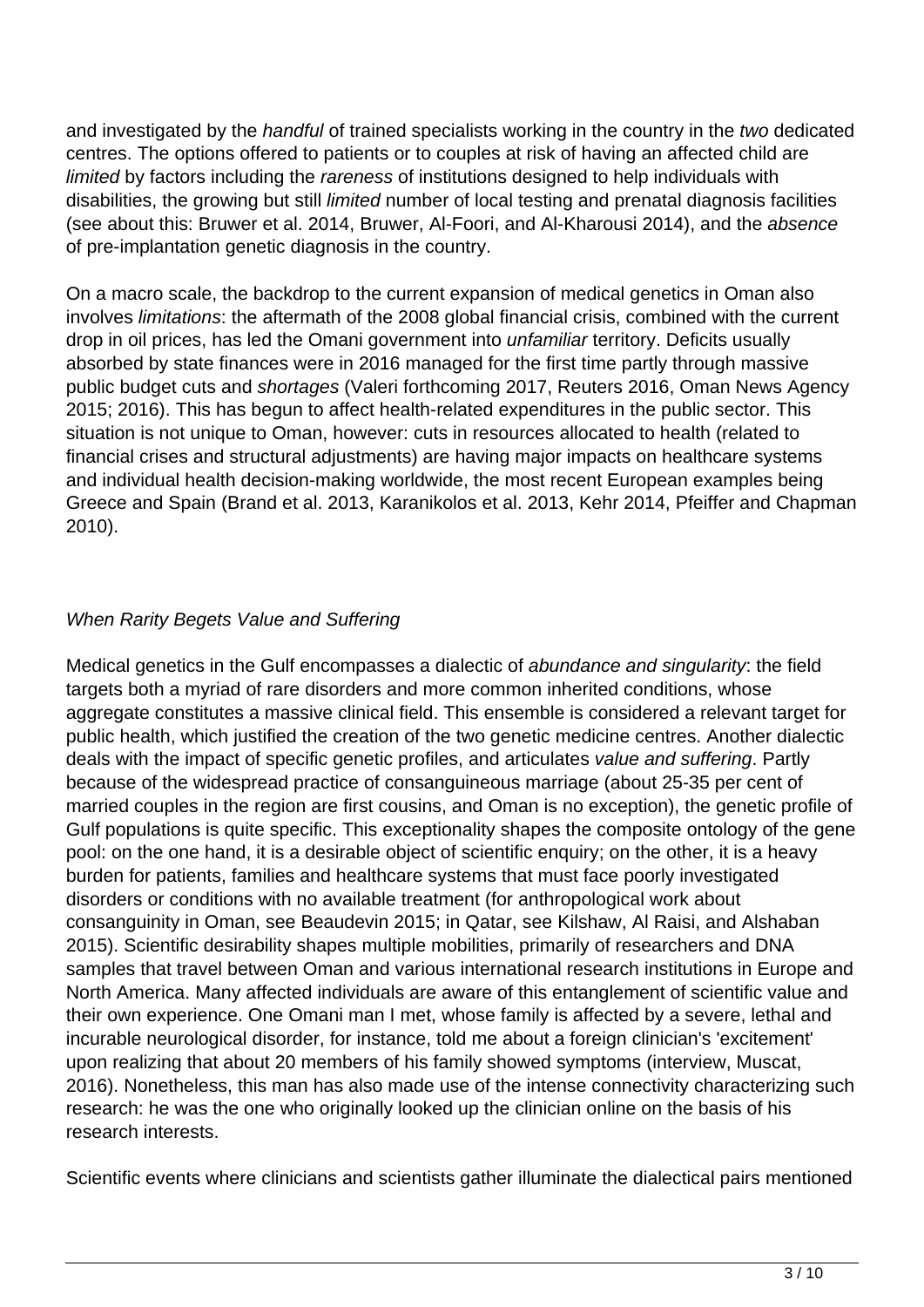and investigated by the *handful* of trained specialists working in the country in the *two* dedicated centres. The options offered to patients or to couples at risk of having an affected child are *limited* by factors including the *rareness* of institutions designed to help individuals with disabilities, the growing but still *limited* number of local testing and prenatal diagnosis facilities (see about this: Bruwer et al. 2014, Bruwer, Al-Foori, and Al-Kharousi 2014), and the *absence* of pre-implantation genetic diagnosis in the country.

On a macro scale, the backdrop to the current expansion of medical genetics in Oman also involves *limitations*: the aftermath of the 2008 global financial crisis, combined with the current drop in oil prices, has led the Omani government into *unfamiliar* territory. Deficits usually absorbed by state finances were in 2016 managed for the first time partly through massive public budget cuts and *shortages* (Valeri forthcoming 2017, Reuters 2016, Oman News Agency 2015; 2016). This has begun to affect health-related expenditures in the public sector. This situation is not unique to Oman, however: cuts in resources allocated to health (related to financial crises and structural adjustments) are having major impacts on healthcare systems and individual health decision-making worldwide, the most recent European examples being Greece and Spain (Brand et al. 2013, Karanikolos et al. 2013, Kehr 2014, Pfeiffer and Chapman 2010).

### *When Rarity Begets Value and Suffering*

Medical genetics in the Gulf encompasses a dialectic of *abundance and singularity*: the field targets both a myriad of rare disorders and more common inherited conditions, whose aggregate constitutes a massive clinical field. This ensemble is considered a relevant target for public health, which justified the creation of the two genetic medicine centres. Another dialectic deals with the impact of specific genetic profiles, and articulates *value and suffering*. Partly because of the widespread practice of consanguineous marriage (about 25-35 per cent of married couples in the region are first cousins, and Oman is no exception), the genetic profile of Gulf populations is quite specific. This exceptionality shapes the composite ontology of the gene pool: on the one hand, it is a desirable object of scientific enquiry; on the other, it is a heavy burden for patients, families and healthcare systems that must face poorly investigated disorders or conditions with no available treatment (for anthropological work about consanguinity in Oman, see Beaudevin 2015; in Qatar, see Kilshaw, Al Raisi, and Alshaban 2015). Scientific desirability shapes multiple mobilities, primarily of researchers and DNA samples that travel between Oman and various international research institutions in Europe and North America. Many affected individuals are aware of this entanglement of scientific value and their own experience. One Omani man I met, whose family is affected by a severe, lethal and incurable neurological disorder, for instance, told me about a foreign clinician's 'excitement' upon realizing that about 20 members of his family showed symptoms (interview, Muscat, 2016). Nonetheless, this man has also made use of the intense connectivity characterizing such research: he was the one who originally looked up the clinician online on the basis of his research interests.

Scientific events where clinicians and scientists gather illuminate the dialectical pairs mentioned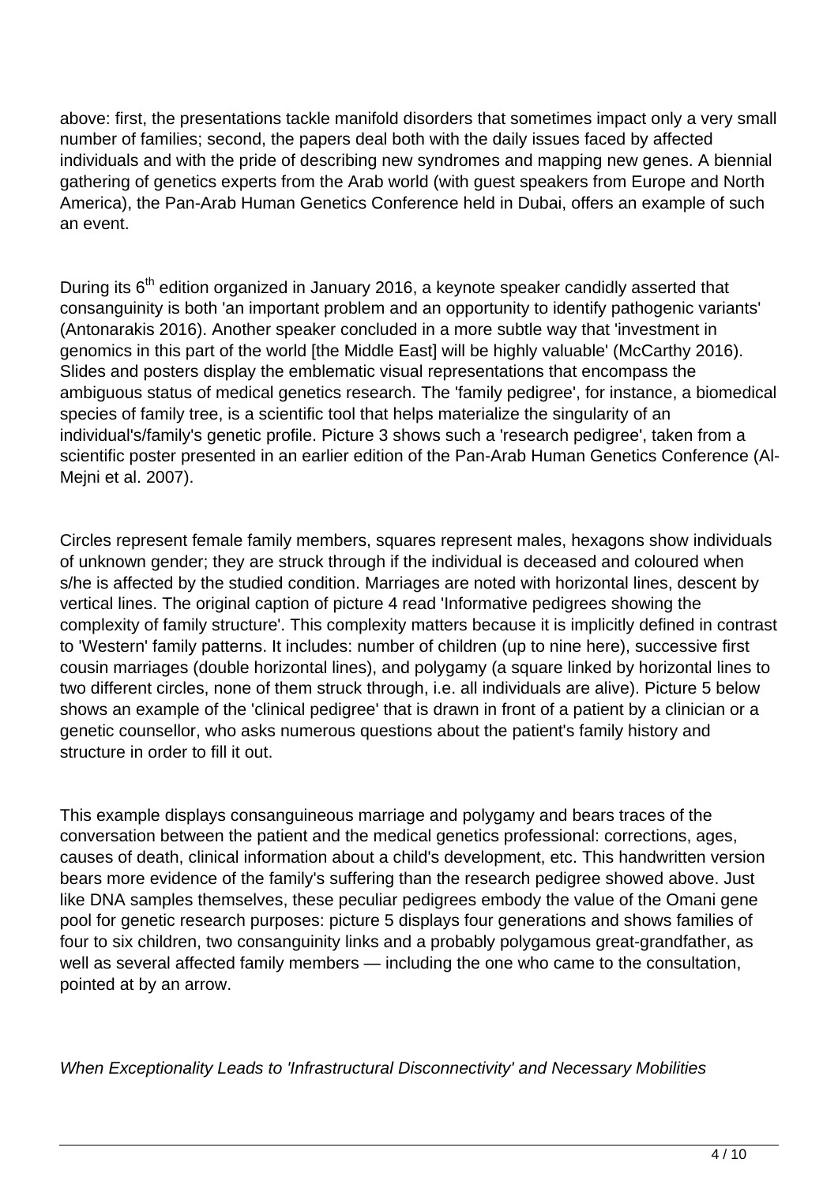above: first, the presentations tackle manifold disorders that sometimes impact only a very small number of families; second, the papers deal both with the daily issues faced by affected individuals and with the pride of describing new syndromes and mapping new genes. A biennial gathering of genetics experts from the Arab world (with guest speakers from Europe and North America), the Pan-Arab Human Genetics Conference held in Dubai, offers an example of such an event.

During its 6th edition organized in January 2016, a keynote speaker candidly asserted that consanguinity is both 'an important problem and an opportunity to identify pathogenic variants' (Antonarakis 2016). Another speaker concluded in a more subtle way that 'investment in genomics in this part of the world [the Middle East] will be highly valuable' (McCarthy 2016). Slides and posters display the emblematic visual representations that encompass the ambiguous status of medical genetics research. The 'family pedigree', for instance, a biomedical species of family tree, is a scientific tool that helps materialize the singularity of an individual's/family's genetic profile. Picture 3 shows such a 'research pedigree', taken from a scientific poster presented in an earlier edition of the Pan-Arab Human Genetics Conference (Al-Mejni et al. 2007).

Circles represent female family members, squares represent males, hexagons show individuals of unknown gender; they are struck through if the individual is deceased and coloured when s/he is affected by the studied condition. Marriages are noted with horizontal lines, descent by vertical lines. The original caption of picture 4 read 'Informative pedigrees showing the complexity of family structure'. This complexity matters because it is implicitly defined in contrast to 'Western' family patterns. It includes: number of children (up to nine here), successive first cousin marriages (double horizontal lines), and polygamy (a square linked by horizontal lines to two different circles, none of them struck through, i.e. all individuals are alive). Picture 5 below shows an example of the 'clinical pedigree' that is drawn in front of a patient by a clinician or a genetic counsellor, who asks numerous questions about the patient's family history and structure in order to fill it out.

This example displays consanguineous marriage and polygamy and bears traces of the conversation between the patient and the medical genetics professional: corrections, ages, causes of death, clinical information about a child's development, etc. This handwritten version bears more evidence of the family's suffering than the research pedigree showed above. Just like DNA samples themselves, these peculiar pedigrees embody the value of the Omani gene pool for genetic research purposes: picture 5 displays four generations and shows families of four to six children, two consanguinity links and a probably polygamous great-grandfather, as well as several affected family members — including the one who came to the consultation, pointed at by an arrow.

*When Exceptionality Leads to 'Infrastructural Disconnectivity' and Necessary Mobilities*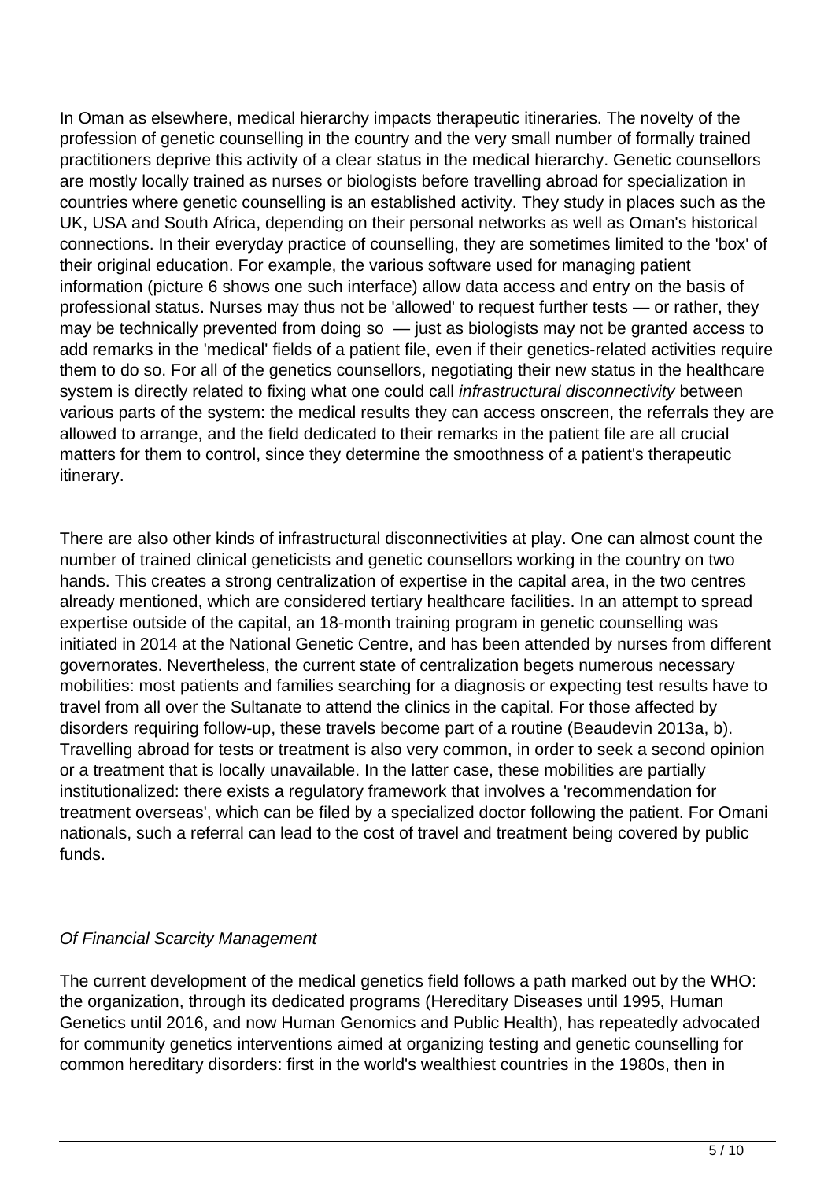In Oman as elsewhere, medical hierarchy impacts therapeutic itineraries. The novelty of the profession of genetic counselling in the country and the very small number of formally trained practitioners deprive this activity of a clear status in the medical hierarchy. Genetic counsellors are mostly locally trained as nurses or biologists before travelling abroad for specialization in countries where genetic counselling is an established activity. They study in places such as the UK, USA and South Africa, depending on their personal networks as well as Oman's historical connections. In their everyday practice of counselling, they are sometimes limited to the 'box' of their original education. For example, the various software used for managing patient information (picture 6 shows one such interface) allow data access and entry on the basis of professional status. Nurses may thus not be 'allowed' to request further tests — or rather, they may be technically prevented from doing so — just as biologists may not be granted access to add remarks in the 'medical' fields of a patient file, even if their genetics-related activities require them to do so. For all of the genetics counsellors, negotiating their new status in the healthcare system is directly related to fixing what one could call *infrastructural disconnectivity* between various parts of the system: the medical results they can access onscreen, the referrals they are allowed to arrange, and the field dedicated to their remarks in the patient file are all crucial matters for them to control, since they determine the smoothness of a patient's therapeutic itinerary.

There are also other kinds of infrastructural disconnectivities at play. One can almost count the number of trained clinical geneticists and genetic counsellors working in the country on two hands. This creates a strong centralization of expertise in the capital area, in the two centres already mentioned, which are considered tertiary healthcare facilities. In an attempt to spread expertise outside of the capital, an 18-month training program in genetic counselling was initiated in 2014 at the National Genetic Centre, and has been attended by nurses from different governorates. Nevertheless, the current state of centralization begets numerous necessary mobilities: most patients and families searching for a diagnosis or expecting test results have to travel from all over the Sultanate to attend the clinics in the capital. For those affected by disorders requiring follow-up, these travels become part of a routine (Beaudevin 2013a, b). Travelling abroad for tests or treatment is also very common, in order to seek a second opinion or a treatment that is locally unavailable. In the latter case, these mobilities are partially institutionalized: there exists a regulatory framework that involves a 'recommendation for treatment overseas', which can be filed by a specialized doctor following the patient. For Omani nationals, such a referral can lead to the cost of travel and treatment being covered by public funds.

### *Of Financial Scarcity Management*

The current development of the medical genetics field follows a path marked out by the WHO: the organization, through its dedicated programs (Hereditary Diseases until 1995, Human Genetics until 2016, and now Human Genomics and Public Health), has repeatedly advocated for community genetics interventions aimed at organizing testing and genetic counselling for common hereditary disorders: first in the world's wealthiest countries in the 1980s, then in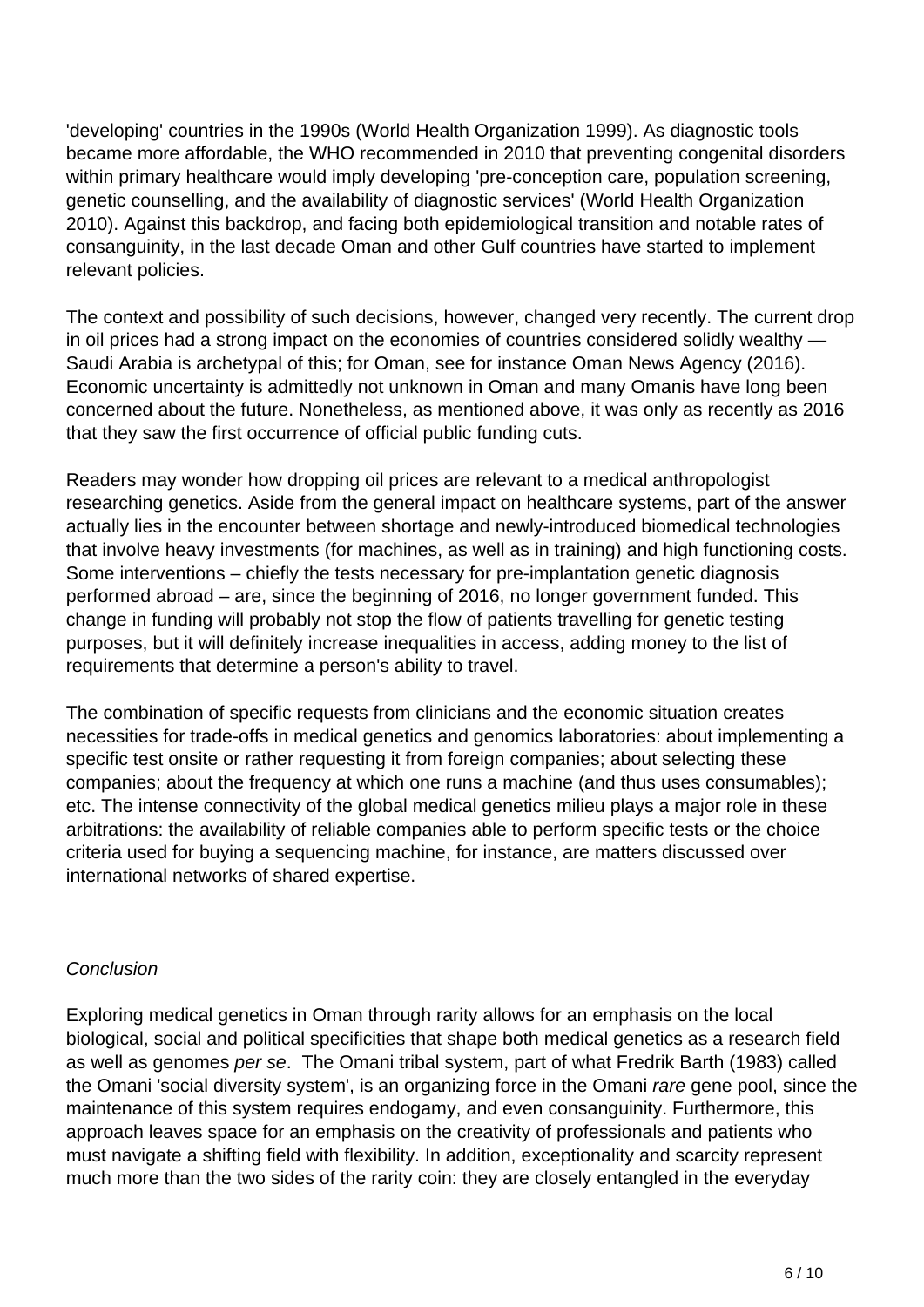'developing' countries in the 1990s (World Health Organization 1999). As diagnostic tools became more affordable, the WHO recommended in 2010 that preventing congenital disorders within primary healthcare would imply developing 'pre-conception care, population screening, genetic counselling, and the availability of diagnostic services' (World Health Organization 2010). Against this backdrop, and facing both epidemiological transition and notable rates of consanguinity, in the last decade Oman and other Gulf countries have started to implement relevant policies.

The context and possibility of such decisions, however, changed very recently. The current drop in oil prices had a strong impact on the economies of countries considered solidly wealthy — Saudi Arabia is archetypal of this; for Oman, see for instance Oman News Agency (2016). Economic uncertainty is admittedly not unknown in Oman and many Omanis have long been concerned about the future. Nonetheless, as mentioned above, it was only as recently as 2016 that they saw the first occurrence of official public funding cuts.

Readers may wonder how dropping oil prices are relevant to a medical anthropologist researching genetics. Aside from the general impact on healthcare systems, part of the answer actually lies in the encounter between shortage and newly-introduced biomedical technologies that involve heavy investments (for machines, as well as in training) and high functioning costs. Some interventions – chiefly the tests necessary for pre-implantation genetic diagnosis performed abroad – are, since the beginning of 2016, no longer government funded. This change in funding will probably not stop the flow of patients travelling for genetic testing purposes, but it will definitely increase inequalities in access, adding money to the list of requirements that determine a person's ability to travel.

The combination of specific requests from clinicians and the economic situation creates necessities for trade-offs in medical genetics and genomics laboratories: about implementing a specific test onsite or rather requesting it from foreign companies; about selecting these companies; about the frequency at which one runs a machine (and thus uses consumables); etc. The intense connectivity of the global medical genetics milieu plays a major role in these arbitrations: the availability of reliable companies able to perform specific tests or the choice criteria used for buying a sequencing machine, for instance, are matters discussed over international networks of shared expertise.

## *Conclusion*

Exploring medical genetics in Oman through rarity allows for an emphasis on the local biological, social and political specificities that shape both medical genetics as a research field as well as genomes *per se*. The Omani tribal system, part of what Fredrik Barth (1983) called the Omani 'social diversity system', is an organizing force in the Omani *rare* gene pool, since the maintenance of this system requires endogamy, and even consanguinity. Furthermore, this approach leaves space for an emphasis on the creativity of professionals and patients who must navigate a shifting field with flexibility. In addition, exceptionality and scarcity represent much more than the two sides of the rarity coin: they are closely entangled in the everyday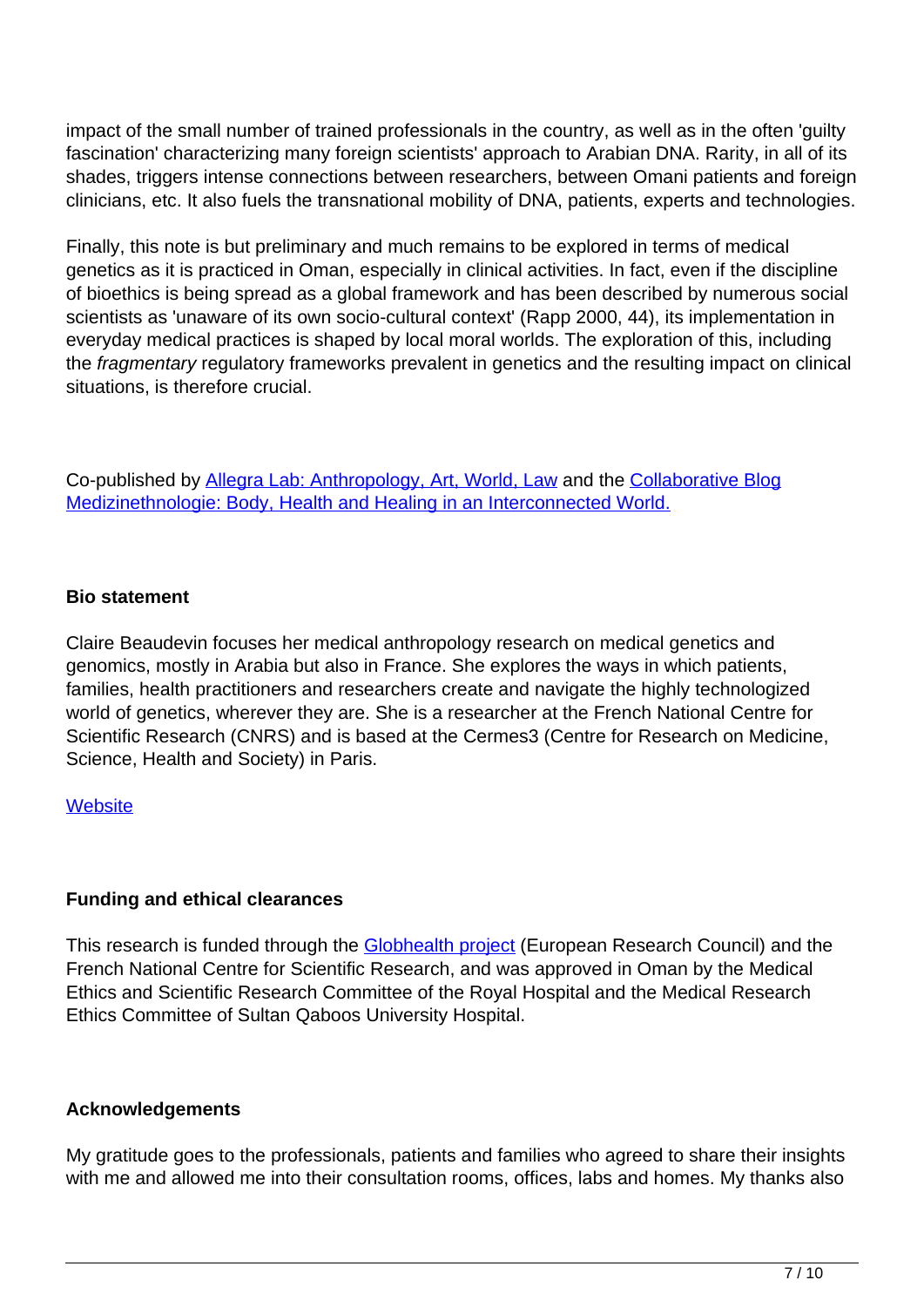impact of the small number of trained professionals in the country, as well as in the often 'guilty fascination' characterizing many foreign scientists' approach to Arabian DNA. Rarity, in all of its shades, triggers intense connections between researchers, between Omani patients and foreign clinicians, etc. It also fuels the transnational mobility of DNA, patients, experts and technologies.

Finally, this note is but preliminary and much remains to be explored in terms of medical genetics as it is practiced in Oman, especially in clinical activities. In fact, even if the discipline of bioethics is being spread as a global framework and has been described by numerous social scientists as 'unaware of its own socio-cultural context' (Rapp 2000, 44), its implementation in everyday medical practices is shaped by local moral worlds. The exploration of this, including the *fragmentary* regulatory frameworks prevalent in genetics and the resulting impact on clinical situations, is therefore crucial.

Co-published by [Allegra Lab: Anthropology, Art, World, Law]() and the [Collaborative Blog Medizinethnologie: Body, Health and Healing in an Interconnected World.]()

**Bio statement**

Claire Beaudevin focuses her medical anthropology research on medical genetics and genomics, mostly in Arabia but also in France. She explores the ways in which patients, families, health practitioners and researchers create and navigate the highly technologized world of genetics, wherever they are. She is a researcher at the French National Centre for Scientific Research (CNRS) and is based at the Cermes3 (Centre for Research on Medicine, Science, Health and Society) in Paris.

[Website]()

**Funding and ethical clearances**

This research is funded through the [Globhealth project]() (European Research Council) and the French National Centre for Scientific Research, and was approved in Oman by the Medical Ethics and Scientific Research Committee of the Royal Hospital and the Medical Research Ethics Committee of Sultan Qaboos University Hospital.

**Acknowledgements**

My gratitude goes to the professionals, patients and families who agreed to share their insights with me and allowed me into their consultation rooms, offices, labs and homes. My thanks also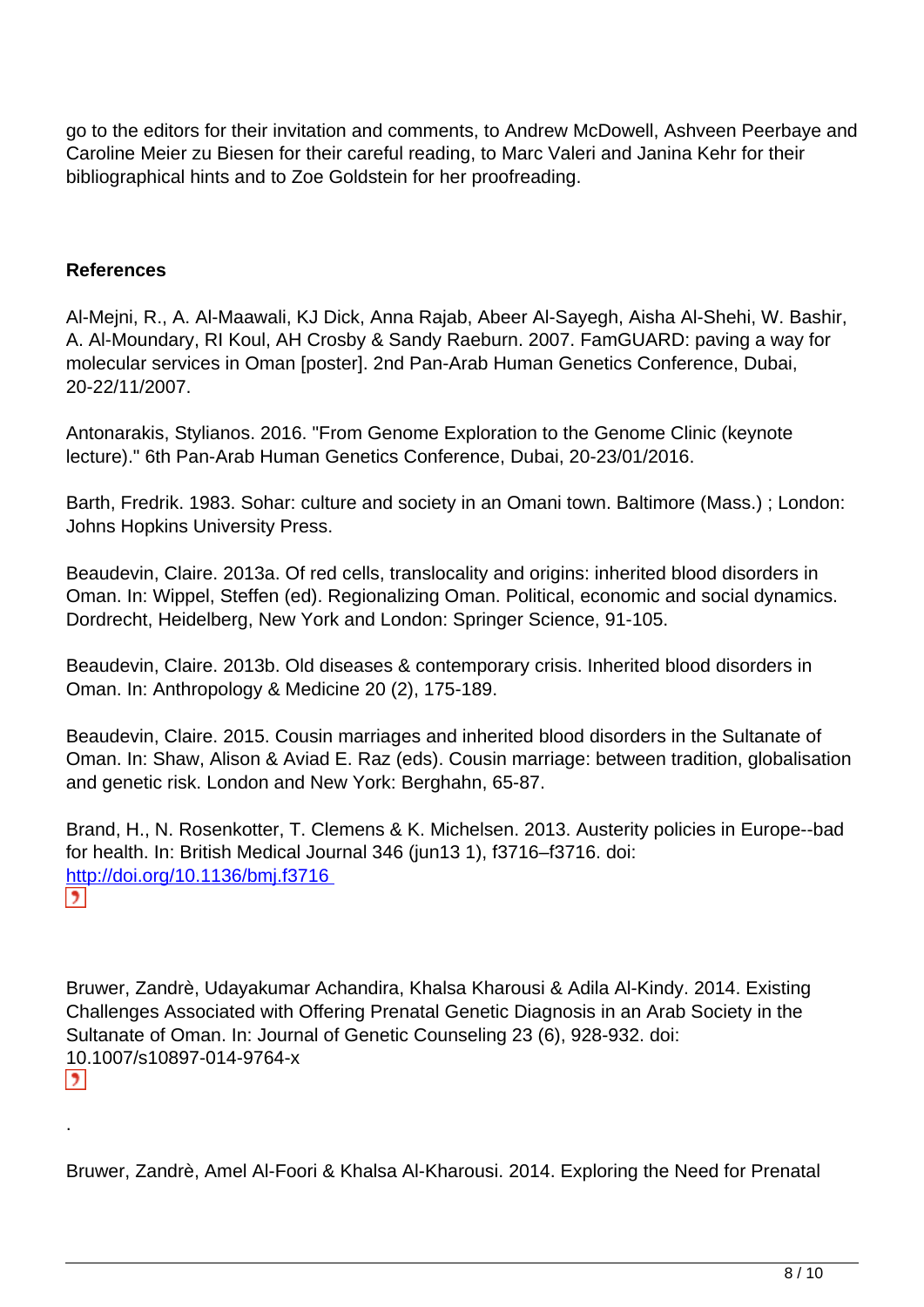go to the editors for their invitation and comments, to Andrew McDowell, Ashveen Peerbaye and Caroline Meier zu Biesen for their careful reading, to Marc Valeri and Janina Kehr for their bibliographical hints and to Zoe Goldstein for her proofreading.

**References**

Al-Mejni, R., A. Al-Maawali, KJ Dick, Anna Rajab, Abeer Al-Sayegh, Aisha Al-Shehi, W. Bashir, A. Al-Moundary, RI Koul, AH Crosby & Sandy Raeburn. 2007. FamGUARD: paving a way for molecular services in Oman [poster]. 2nd Pan-Arab Human Genetics Conference, Dubai, 20-22/11/2007.

Antonarakis, Stylianos. 2016. "From Genome Exploration to the Genome Clinic (keynote lecture)." 6th Pan-Arab Human Genetics Conference, Dubai, 20-23/01/2016.

Barth, Fredrik. 1983. Sohar: culture and society in an Omani town. Baltimore (Mass.) ; London: Johns Hopkins University Press.

Beaudevin, Claire. 2013a. Of red cells, translocality and origins: inherited blood disorders in Oman. In: Wippel, Steffen (ed). Regionalizing Oman. Political, economic and social dynamics. Dordrecht, Heidelberg, New York and London: Springer Science, 91-105.

Beaudevin, Claire. 2013b. Old diseases & contemporary crisis. Inherited blood disorders in Oman. In: Anthropology & Medicine 20 (2), 175-189.

Beaudevin, Claire. 2015. Cousin marriages and inherited blood disorders in the Sultanate of Oman. In: Shaw, Alison & Aviad E. Raz (eds). Cousin marriage: between tradition, globalisation and genetic risk. London and New York: Berghahn, 65-87.

Brand, H., N. Rosenkotter, T. Clemens & K. Michelsen. 2013. Austerity policies in Europe--bad for health. In: British Medical Journal 346 (jun13 1), f3716–f3716. doi: http://doi.org/10.1136/bmj.f3716

Bruwer, Zandrè, Udayakumar Achandira, Khalsa Kharousi & Adila Al-Kindy. 2014. Existing Challenges Associated with Offering Prenatal Genetic Diagnosis in an Arab Society in the Sultanate of Oman. In: Journal of Genetic Counseling 23 (6), 928-932. doi: 10.1007/s10897-014-9764-x

Bruwer, Zandrè, Amel Al-Foori & Khalsa Al-Kharousi. 2014. Exploring the Need for Prenatal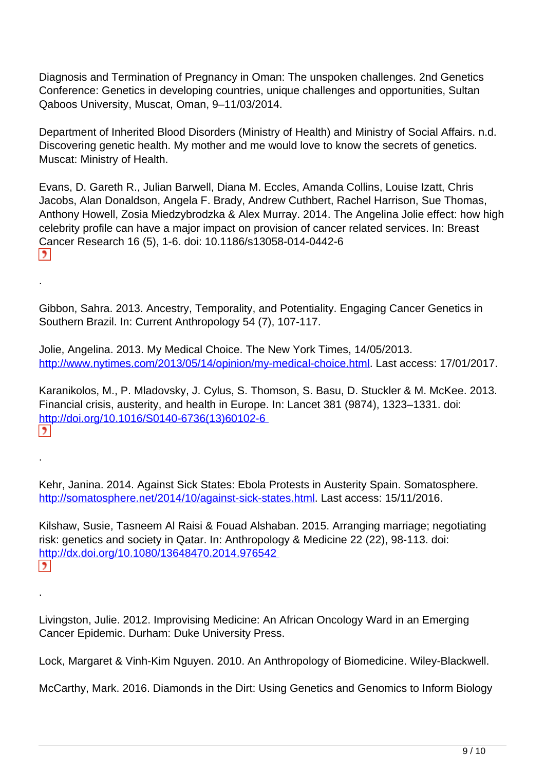Diagnosis and Termination of Pregnancy in Oman: The unspoken challenges. 2nd Genetics Conference: Genetics in developing countries, unique challenges and opportunities, Sultan Qaboos University, Muscat, Oman, 9–11/03/2014.

Department of Inherited Blood Disorders (Ministry of Health) and Ministry of Social Affairs. n.d. Discovering genetic health. My mother and me would love to know the secrets of genetics. Muscat: Ministry of Health.

Evans, D. Gareth R., Julian Barwell, Diana M. Eccles, Amanda Collins, Louise Izatt, Chris Jacobs, Alan Donaldson, Angela F. Brady, Andrew Cuthbert, Rachel Harrison, Sue Thomas, Anthony Howell, Zosia Miedzybrodzka & Alex Murray. 2014. The Angelina Jolie effect: how high celebrity profile can have a major impact on provision of cancer related services. In: Breast Cancer Research 16 (5), 1-6. doi: 10.1186/s13058-014-0442-6

.

Gibbon, Sahra. 2013. Ancestry, Temporality, and Potentiality. Engaging Cancer Genetics in Southern Brazil. In: Current Anthropology 54 (7), 107-117.

Jolie, Angelina. 2013. My Medical Choice. The New York Times, 14/05/2013. http://www.nytimes.com/2013/05/14/opinion/my-medical-choice.html. Last access: 17/01/2017.

Karanikolos, M., P. Mladovsky, J. Cylus, S. Thomson, S. Basu, D. Stuckler & M. McKee. 2013. Financial crisis, austerity, and health in Europe. In: Lancet 381 (9874), 1323–1331. doi: http://doi.org/10.1016/S0140-6736(13)60102-6

.

Kehr, Janina. 2014. Against Sick States: Ebola Protests in Austerity Spain. Somatosphere. http://somatosphere.net/2014/10/against-sick-states.html. Last access: 15/11/2016.

Kilshaw, Susie, Tasneem Al Raisi & Fouad Alshaban. 2015. Arranging marriage; negotiating risk: genetics and society in Qatar. In: Anthropology & Medicine 22 (22), 98-113. doi: http://dx.doi.org/10.1080/13648470.2014.976542

.

Livingston, Julie. 2012. Improvising Medicine: An African Oncology Ward in an Emerging Cancer Epidemic. Durham: Duke University Press.

Lock, Margaret & Vinh-Kim Nguyen. 2010. An Anthropology of Biomedicine. Wiley-Blackwell.

McCarthy, Mark. 2016. Diamonds in the Dirt: Using Genetics and Genomics to Inform Biology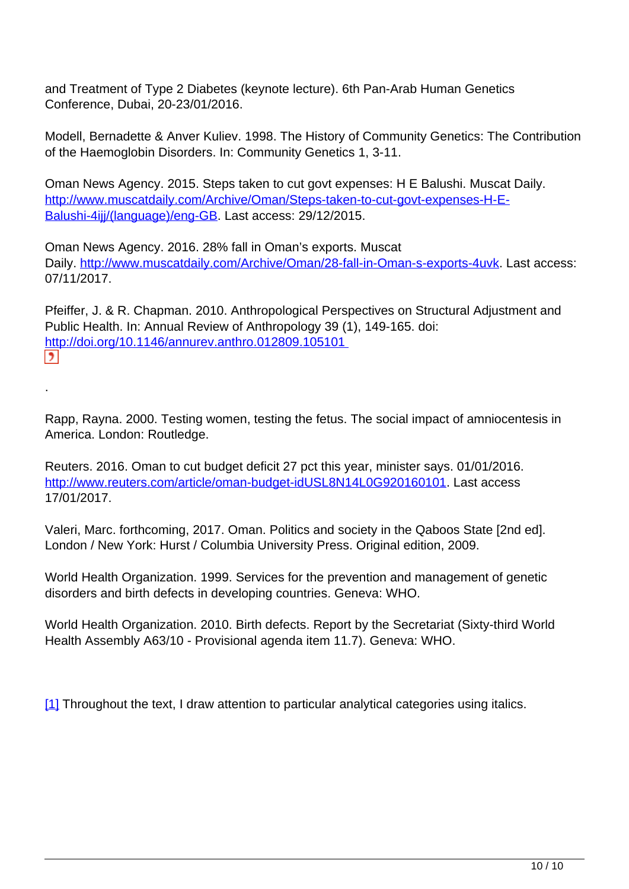and Treatment of Type 2 Diabetes (keynote lecture). 6th Pan-Arab Human Genetics Conference, Dubai, 20-23/01/2016.

Modell, Bernadette & Anver Kuliev. 1998. The History of Community Genetics: The Contribution of the Haemoglobin Disorders. In: Community Genetics 1, 3-11.

Oman News Agency. 2015. Steps taken to cut govt expenses: H E Balushi. Muscat Daily. http://www.muscatdaily.com/Archive/Oman/Steps-taken-to-cut-govt-expenses-H-E-Balushi-4ijj/(language)/eng-GB. Last access: 29/12/2015.

Oman News Agency. 2016. 28% fall in Oman's exports. Muscat Daily. http://www.muscatdaily.com/Archive/Oman/28-fall-in-Oman-s-exports-4uvk. Last access: 07/11/2017.

Pfeiffer, J. & R. Chapman. 2010. Anthropological Perspectives on Structural Adjustment and Public Health. In: Annual Review of Anthropology 39 (1), 149-165. doi: http://doi.org/10.1146/annurev.anthro.012809.105101

.

Rapp, Rayna. 2000. Testing women, testing the fetus. The social impact of amniocentesis in America. London: Routledge.

Reuters. 2016. Oman to cut budget deficit 27 pct this year, minister says. 01/01/2016. http://www.reuters.com/article/oman-budget-idUSL8N14L0G920160101. Last access 17/01/2017.

Valeri, Marc. forthcoming, 2017. Oman. Politics and society in the Qaboos State [2nd ed]. London / New York: Hurst / Columbia University Press. Original edition, 2009.

World Health Organization. 1999. Services for the prevention and management of genetic disorders and birth defects in developing countries. Geneva: WHO.

World Health Organization. 2010. Birth defects. Report by the Secretariat (Sixty-third World Health Assembly A63/10 - Provisional agenda item 11.7). Geneva: WHO.

[1] Throughout the text, I draw attention to particular analytical categories using italics.